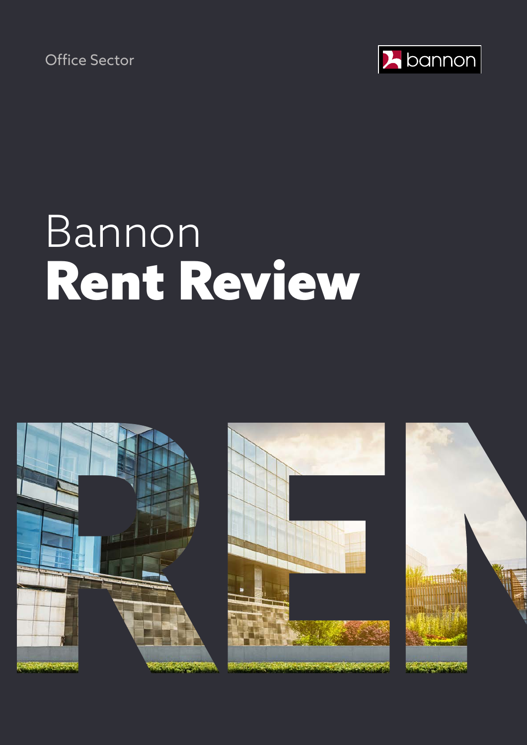Office Sector

bannon

# Bannon
# Rent Review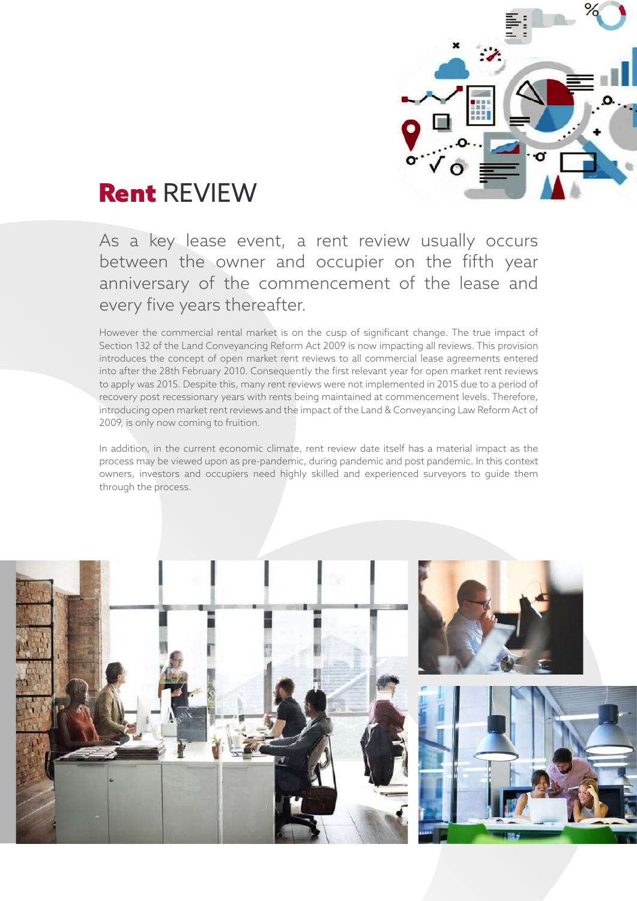# **Rent** REVIEW

As a key lease event, a rent review usually occurs between the owner and occupier on the fifth year anniversary of the commencement of the lease and every five years thereafter.

However the commercial rental market is on the cusp of significant change. The true impact of Section 132 of the Land Conveyancing Reform Act 2009 is now impacting all reviews. This provision introduces the concept of open market rent reviews to all commercial lease agreements entered into after the 28th February 2010. Consequently the first relevant year for open market rent reviews to apply was 2015. Despite this, many rent reviews were not implemented in 2015 due to a period of recovery post recessionary years with rents being maintained at commencement levels. Therefore, introducing open market rent reviews and the impact of the Land & Conveyancing Law Reform Act of 2009, is only now coming to fruition.

In addition, in the current economic climate, rent review date itself has a material impact as the process may be viewed upon as pre-pandemic, during pandemic and post pandemic. In this context owners, investors and occupiers need highly skilled and experienced surveyors to guide them through the process.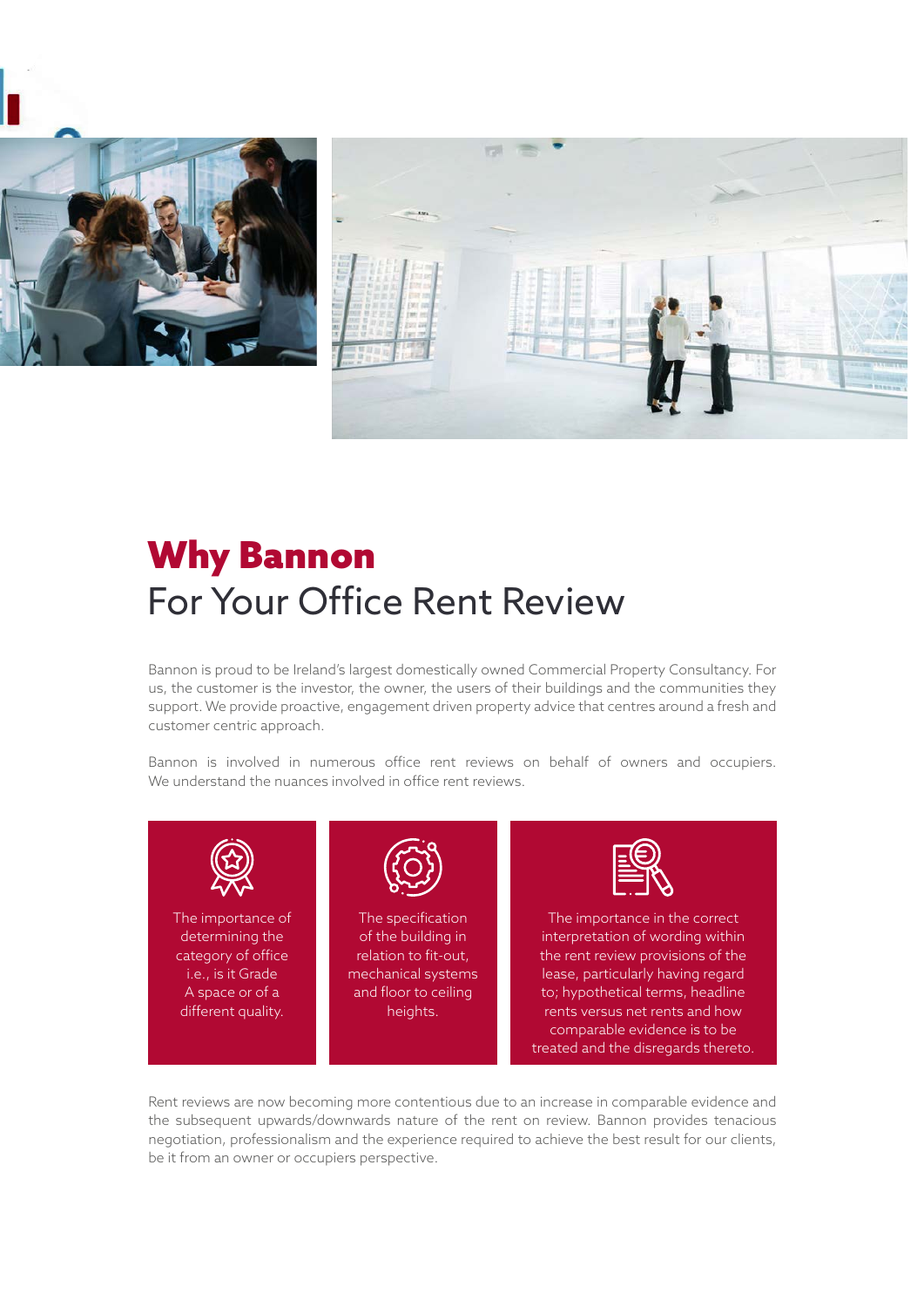# Why Bannon

## For Your Office Rent Review

Bannon is proud to be Ireland's largest domestically owned Commercial Property Consultancy. For us, the customer is the investor, the owner, the users of their buildings and the communities they support. We provide proactive, engagement driven property advice that centres around a fresh and customer centric approach.

Bannon is involved in numerous office rent reviews on behalf of owners and occupiers. We understand the nuances involved in office rent reviews.

- The importance of determining the category of office i.e., is it Grade A space or of a different quality.
- The specification of the building in relation to fit-out, mechanical systems and floor to ceiling heights.
- The importance in the correct interpretation of wording within the rent review provisions of the lease, particularly having regard to; hypothetical terms, headline rents versus net rents and how comparable evidence is to be treated and the disregards thereto.

Rent reviews are now becoming more contentious due to an increase in comparable evidence and the subsequent upwards/downwards nature of the rent on review. Bannon provides tenacious negotiation, professionalism and the experience required to achieve the best result for our clients, be it from an owner or occupiers perspective.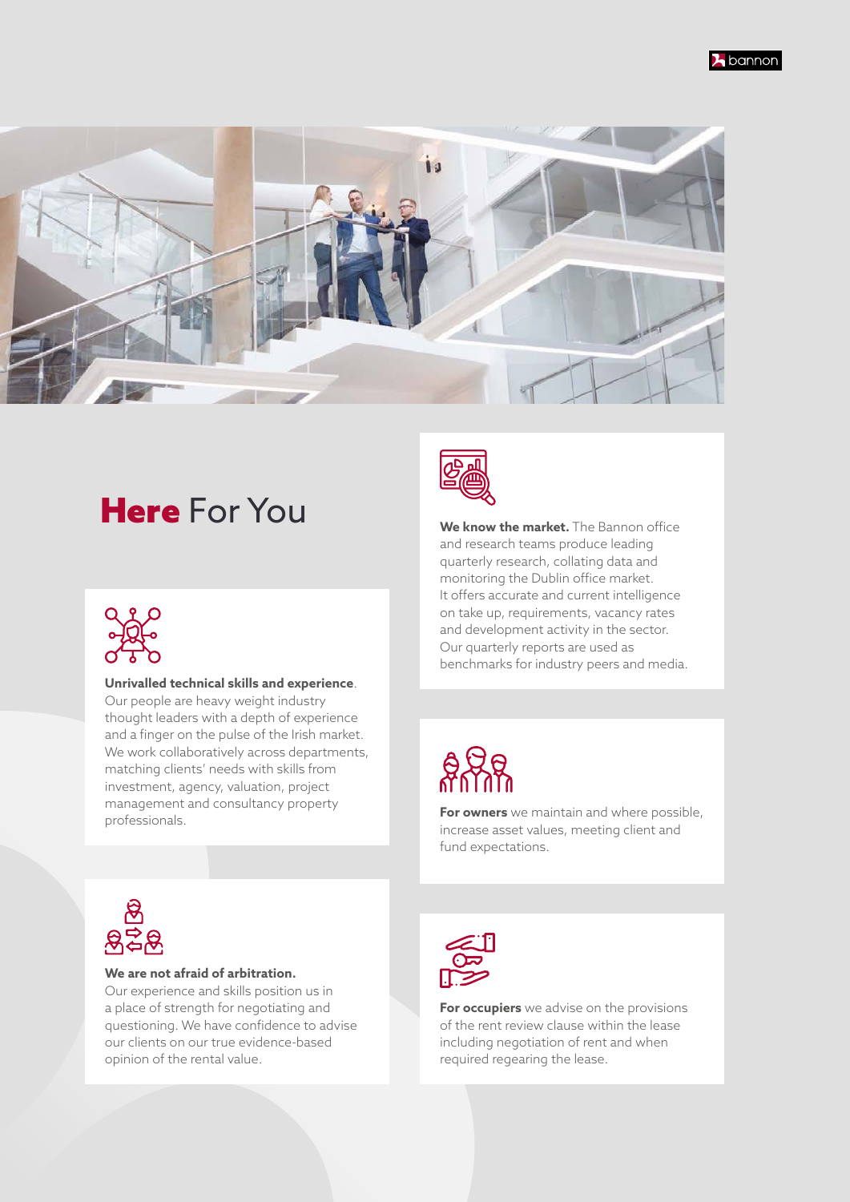# **Here** For You

**Unrivalled technical skills and experience**. Our people are heavy weight industry thought leaders with a depth of experience and a finger on the pulse of the Irish market. We work collaboratively across departments, matching clients' needs with skills from investment, agency, valuation, project management and consultancy property professionals.

**We are not afraid of arbitration.** Our experience and skills position us in a place of strength for negotiating and questioning. We have confidence to advise our clients on our true evidence-based opinion of the rental value.

**We know the market.** The Bannon office and research teams produce leading quarterly research, collating data and monitoring the Dublin office market. It offers accurate and current intelligence on take up, requirements, vacancy rates and development activity in the sector. Our quarterly reports are used as benchmarks for industry peers and media.

**For owners** we maintain and where possible, increase asset values, meeting client and fund expectations.

**For occupiers** we advise on the provisions of the rent review clause within the lease including negotiation of rent and when required regearing the lease.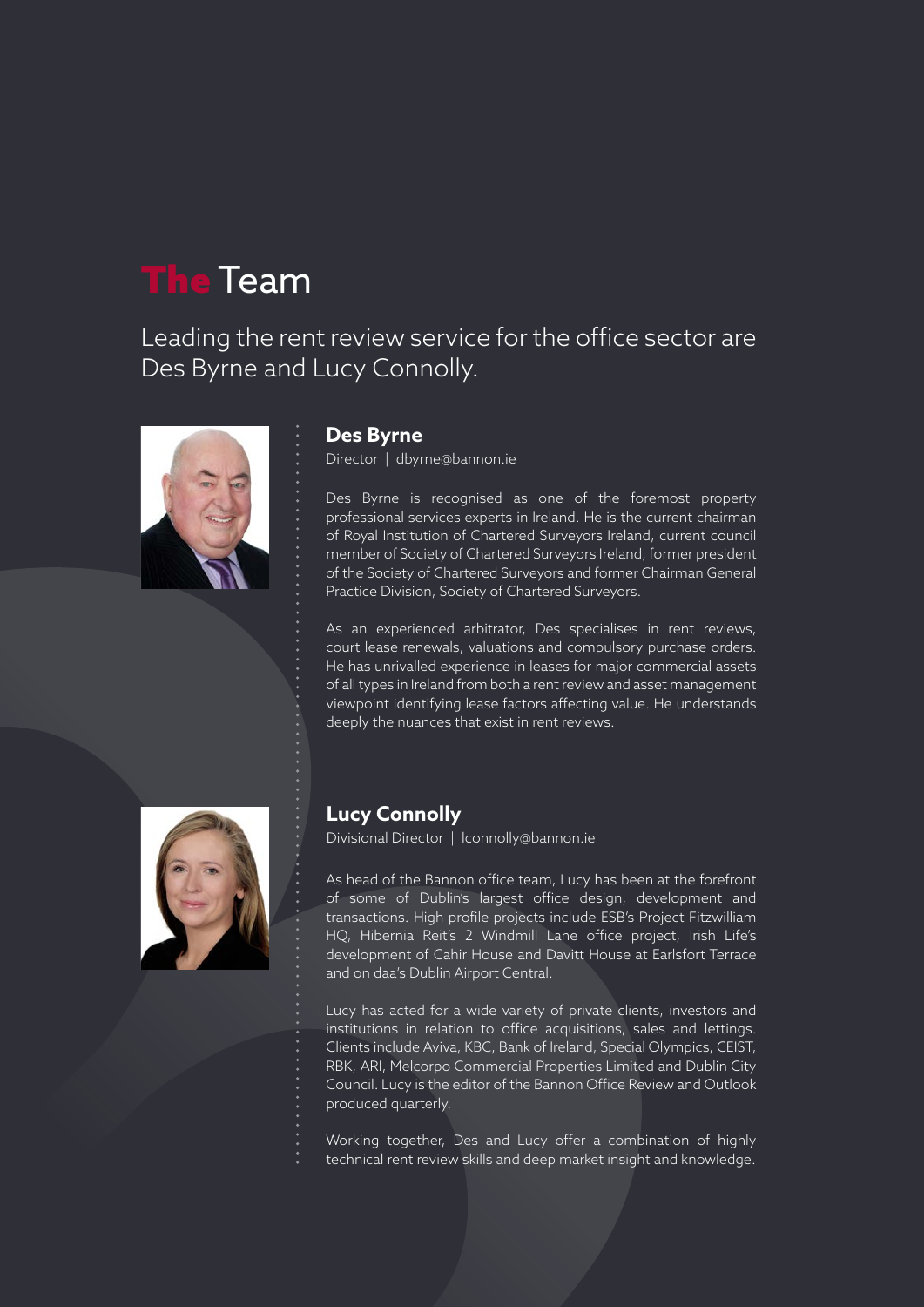# The Team

Leading the rent review service for the office sector are Des Byrne and Lucy Connolly.

## Des Byrne

Director | dbyrne@bannon.ie

Des Byrne is recognised as one of the foremost property professional services experts in Ireland. He is the current chairman of Royal Institution of Chartered Surveyors Ireland, current council member of Society of Chartered Surveyors Ireland, former president of the Society of Chartered Surveyors and former Chairman General Practice Division, Society of Chartered Surveyors.

As an experienced arbitrator, Des specialises in rent reviews, court lease renewals, valuations and compulsory purchase orders. He has unrivalled experience in leases for major commercial assets of all types in Ireland from both a rent review and asset management viewpoint identifying lease factors affecting value. He understands deeply the nuances that exist in rent reviews.

## Lucy Connolly

Divisional Director | lconnolly@bannon.ie

As head of the Bannon office team, Lucy has been at the forefront of some of Dublin's largest office design, development and transactions. High profile projects include ESB's Project Fitzwilliam HQ, Hibernia Reit's 2 Windmill Lane office project, Irish Life's development of Cahir House and Davitt House at Earlsfort Terrace and on daa's Dublin Airport Central.

Lucy has acted for a wide variety of private clients, investors and institutions in relation to office acquisitions, sales and lettings. Clients include Aviva, KBC, Bank of Ireland, Special Olympics, CEIST, RBK, ARI, Melcorpo Commercial Properties Limited and Dublin City Council. Lucy is the editor of the Bannon Office Review and Outlook produced quarterly.

Working together, Des and Lucy offer a combination of highly technical rent review skills and deep market insight and knowledge.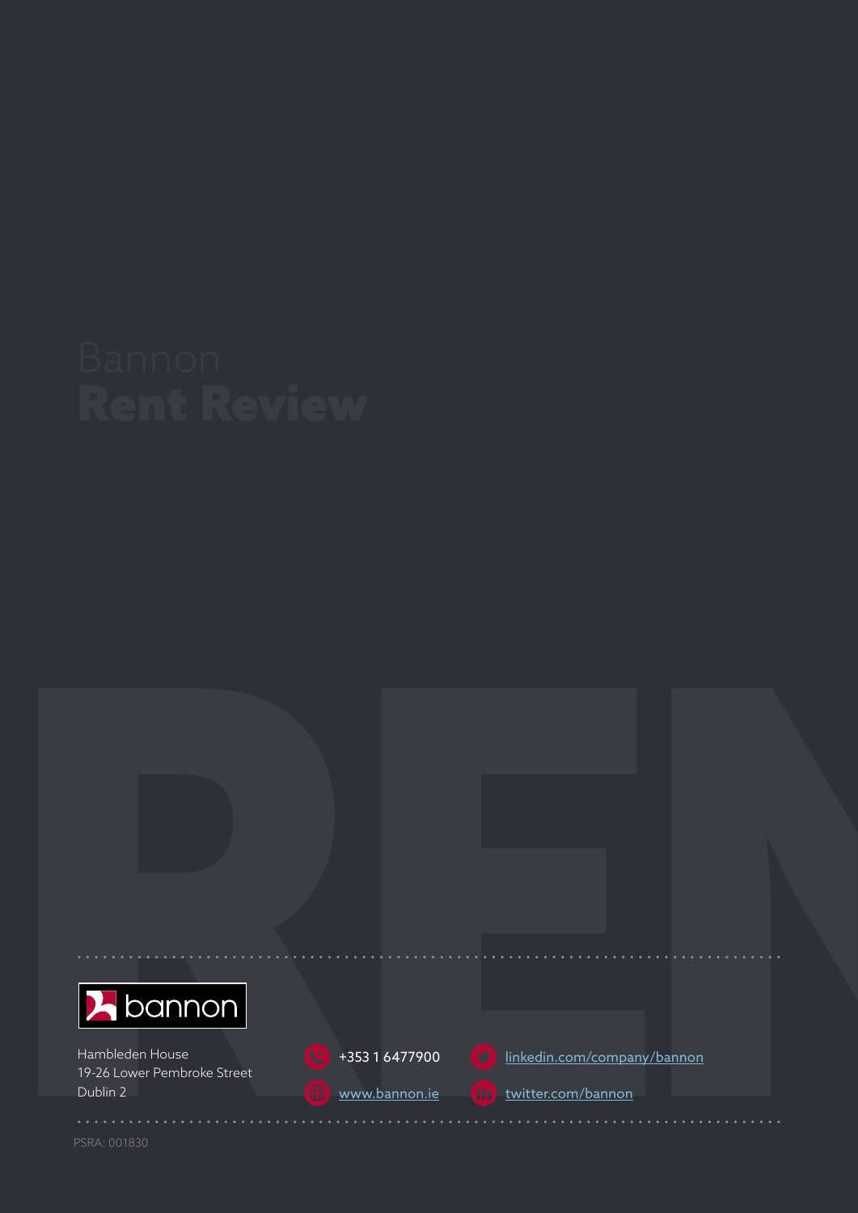# Bannon
# **Rent Review**

bannon

Hambleden House
19-26 Lower Pembroke Street
Dublin 2

+353 1 6477900

www.bannon.ie

linkedin.com/company/bannon

twitter.com/bannon

PSRA: 001830